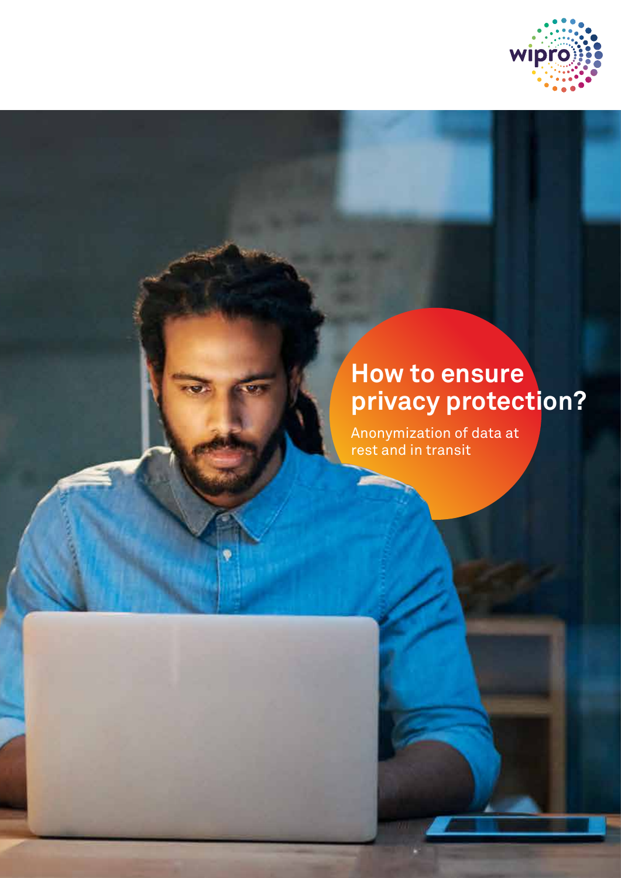# How to ensure privacy protection?

Anonymization of data at rest and in transit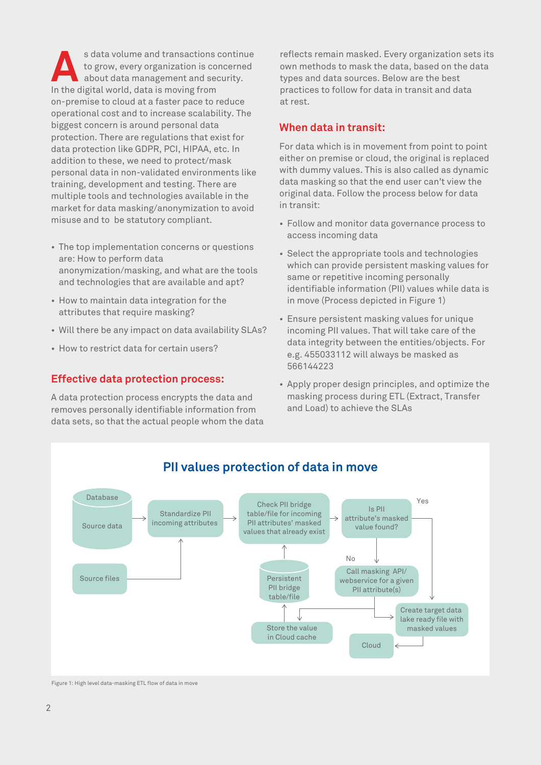As data volume and transactions continue to grow, every organization is concerned about data management and security. In the digital world, data is moving from on-premise to cloud at a faster pace to reduce operational cost and to increase scalability. The biggest concern is around personal data protection. There are regulations that exist for data protection like GDPR, PCI, HIPAA, etc. In addition to these, we need to protect/mask personal data in non-validated environments like training, development and testing. There are multiple tools and technologies available in the market for data masking/anonymization to avoid misuse and to be statutory compliant.

- The top implementation concerns or questions are: How to perform data anonymization/masking, and what are the tools and technologies that are available and apt?
- How to maintain data integration for the attributes that require masking?
- Will there be any impact on data availability SLAs?
- How to restrict data for certain users?

## Effective data protection process:

A data protection process encrypts the data and removes personally identifiable information from data sets, so that the actual people whom the data reflects remain masked. Every organization sets its own methods to mask the data, based on the data types and data sources. Below are the best practices to follow for data in transit and data at rest.

## When data in transit:

For data which is in movement from point to point either on premise or cloud, the original is replaced with dummy values. This is also called as dynamic data masking so that the end user can't view the original data. Follow the process below for data in transit:

- Follow and monitor data governance process to access incoming data
- Select the appropriate tools and technologies which can provide persistent masking values for same or repetitive incoming personally identifiable information (PII) values while data is in move (Process depicted in Figure 1)
- Ensure persistent masking values for unique incoming PII values. That will take care of the data integrity between the entities/objects. For e.g. 455033112 will always be masked as 566144223
- Apply proper design principles, and optimize the masking process during ETL (Extract, Transfer and Load) to achieve the SLAs

### PII values protection of data in move

Database Source data → Standardize PII incoming attributes → Check PII bridge table/file for incoming PII attributes' masked values that already exist → Is PII attribute's masked value found?

Source files → Standardize PII incoming attributes

Persistent PII bridge table/file → Check PII bridge table/file

Yes → Create target data lake ready file with masked values → Cloud

No → Call masking API/ webservice for a given PII attribute(s) → Create target data lake ready file with masked values; Store the value in Cloud cache → Persistent PII bridge table/file

Figure 1: High level data-masking ETL flow of data in move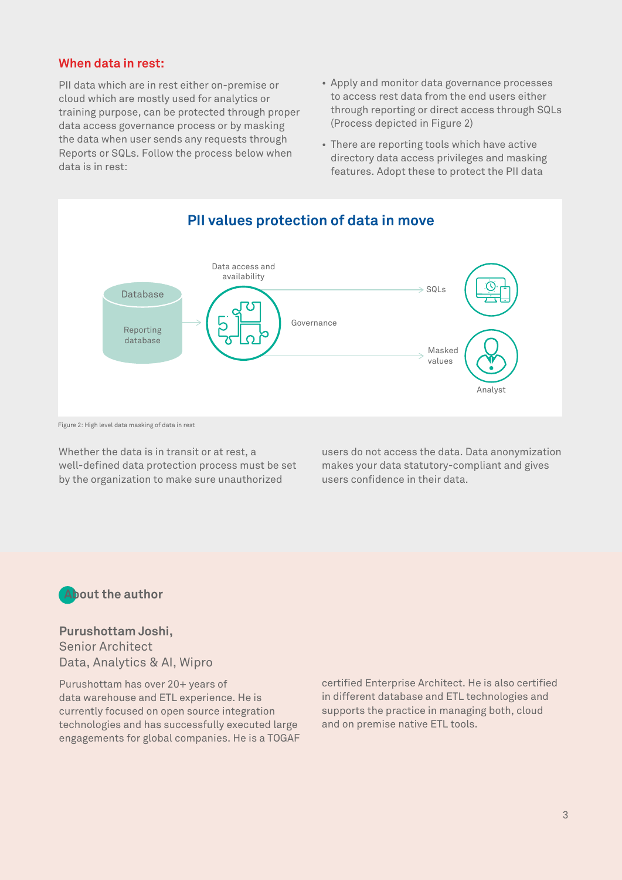## When data in rest:

PII data which are in rest either on-premise or cloud which are mostly used for analytics or training purpose, can be protected through proper data access governance process or by masking the data when user sends any requests through Reports or SQLs. Follow the process below when data is in rest:

- Apply and monitor data governance processes to access rest data from the end users either through reporting or direct access through SQLs (Process depicted in Figure 2)
- There are reporting tools which have active directory data access privileges and masking features. Adopt these to protect the PII data

**PII values protection of data in move**

Database · Reporting database → Data access and availability · Governance → SQLs · Masked values · Analyst

Figure 2: High level data masking of data in rest

Whether the data is in transit or at rest, a well-defined data protection process must be set by the organization to make sure unauthorized users do not access the data. Data anonymization makes your data statutory-compliant and gives users confidence in their data.

## About the author

**Purushottam Joshi,**
Senior Architect
Data, Analytics & AI, Wipro

Purushottam has over 20+ years of data warehouse and ETL experience. He is currently focused on open source integration technologies and has successfully executed large engagements for global companies. He is a TOGAF certified Enterprise Architect. He is also certified in different database and ETL technologies and supports the practice in managing both, cloud and on premise native ETL tools.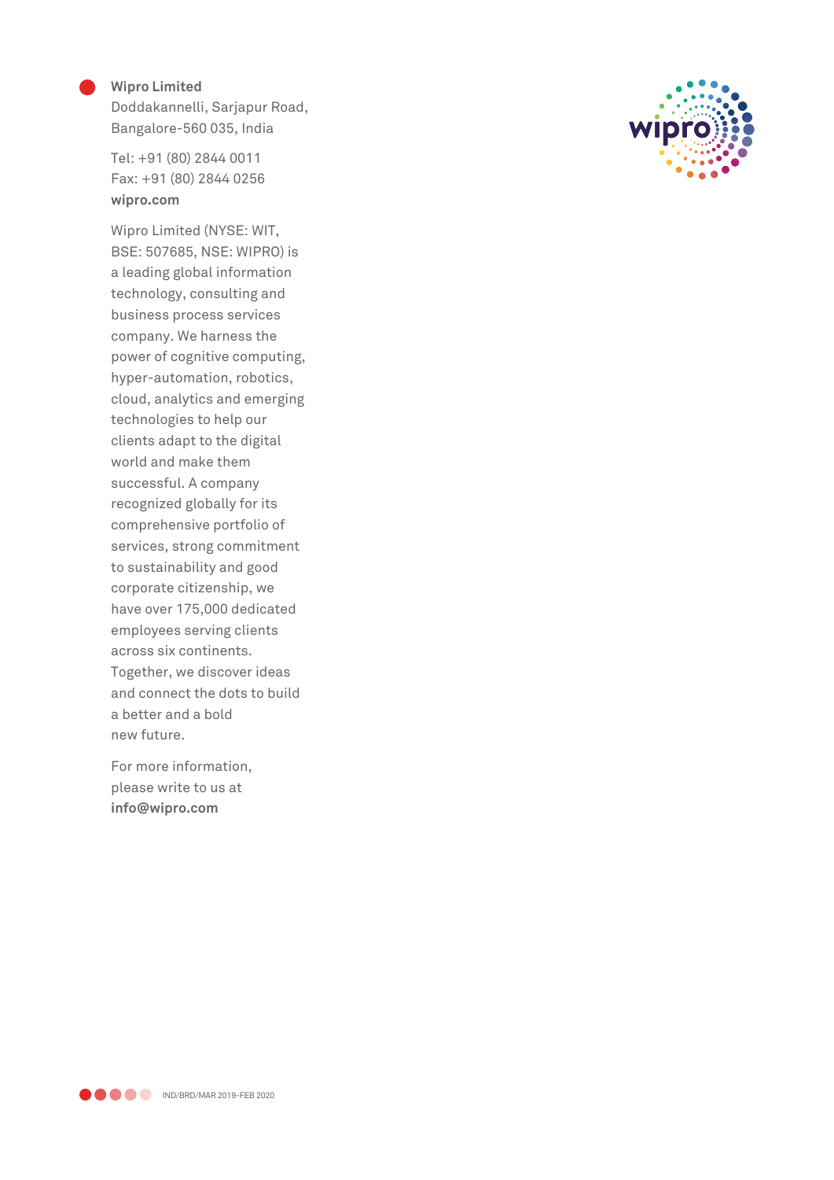**Wipro Limited**
Doddakannelli, Sarjapur Road,
Bangalore-560 035, India

Tel: +91 (80) 2844 0011
Fax: +91 (80) 2844 0256
**wipro.com**

Wipro Limited (NYSE: WIT, BSE: 507685, NSE: WIPRO) is a leading global information technology, consulting and business process services company. We harness the power of cognitive computing, hyper-automation, robotics, cloud, analytics and emerging technologies to help our clients adapt to the digital world and make them successful. A company recognized globally for its comprehensive portfolio of services, strong commitment to sustainability and good corporate citizenship, we have over 175,000 dedicated employees serving clients across six continents. Together, we discover ideas and connect the dots to build a better and a bold new future.

For more information, please write to us at **info@wipro.com**

IND/BRD/MAR 2019-FEB 2020